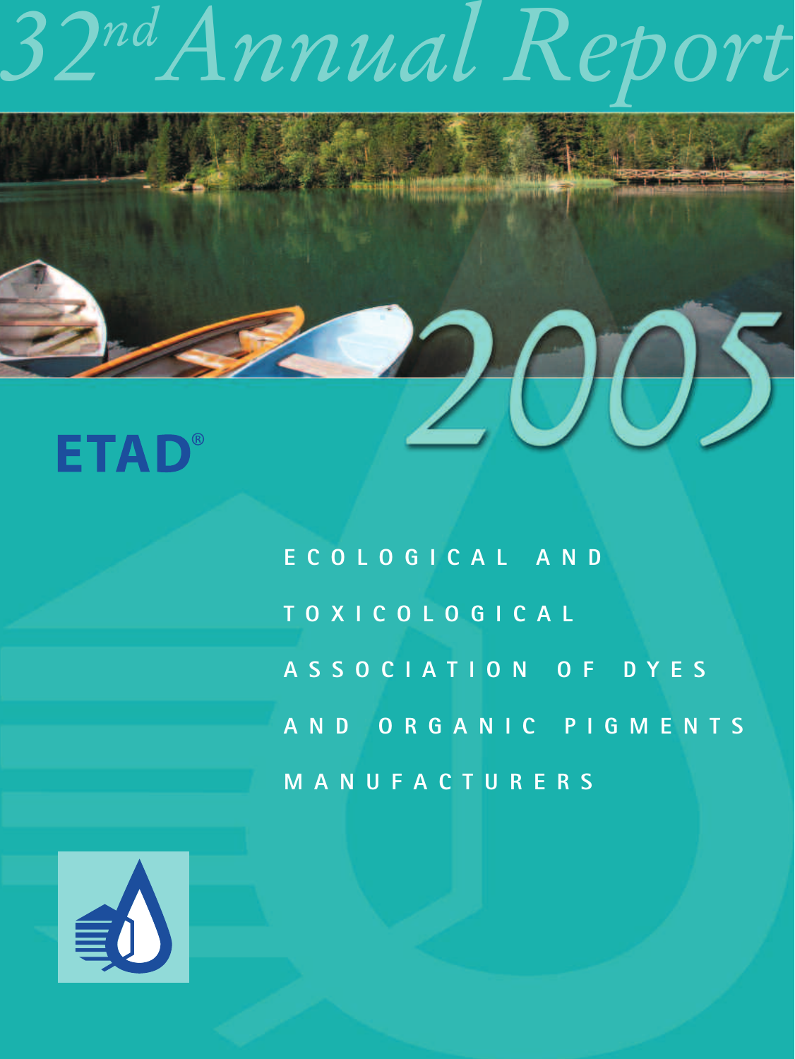# 32nd Annual Report

# 2005

**ETAD®**

ECOLOGICAL AND TOXICOLOGICAL ASSOCIATION OF DYES AND ORGANIC PIGMENTS MANUFACTURERS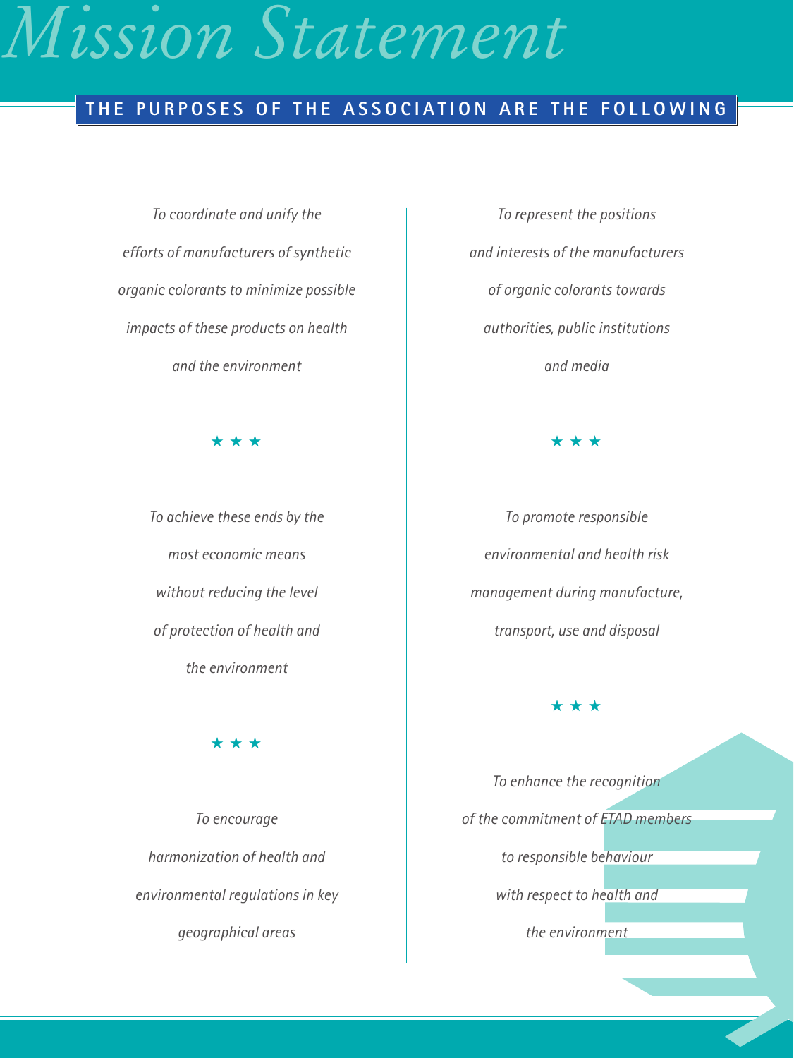# Mission Statement

## THE PURPOSES OF THE ASSOCIATION ARE THE FOLLOWING

*To coordinate and unify the efforts of manufacturers of synthetic organic colorants to minimize possible impacts of these products on health and the environment*

★ ★ ★

*To achieve these ends by the most economic means without reducing the level of protection of health and the environment*

★ ★ ★

*To encourage harmonization of health and environmental regulations in key geographical areas*

*To represent the positions and interests of the manufacturers of organic colorants towards authorities, public institutions and media*

★ ★ ★

*To promote responsible environmental and health risk management during manufacture, transport, use and disposal*

★ ★ ★

*To enhance the recognition of the commitment of ETAD members to responsible behaviour with respect to health and the environment*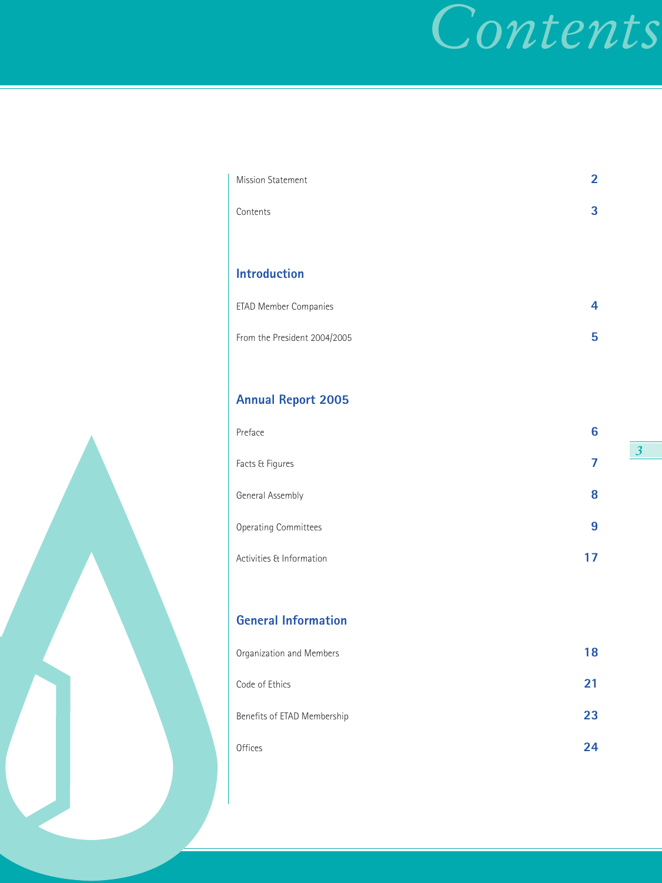# Contents

| | |
|---|---|
| Mission Statement | **2** |
| Contents | **3** |

## Introduction

| | |
|---|---|
| ETAD Member Companies | **4** |
| From the President 2004/2005 | **5** |

## Annual Report 2005

| | |
|---|---|
| Preface | **6** |
| Facts & Figures | **7** |
| General Assembly | **8** |
| Operating Committees | **9** |
| Activities & Information | **17** |

## General Information

| | |
|---|---|
| Organization and Members | **18** |
| Code of Ethics | **21** |
| Benefits of ETAD Membership | **23** |
| Offices | **24** |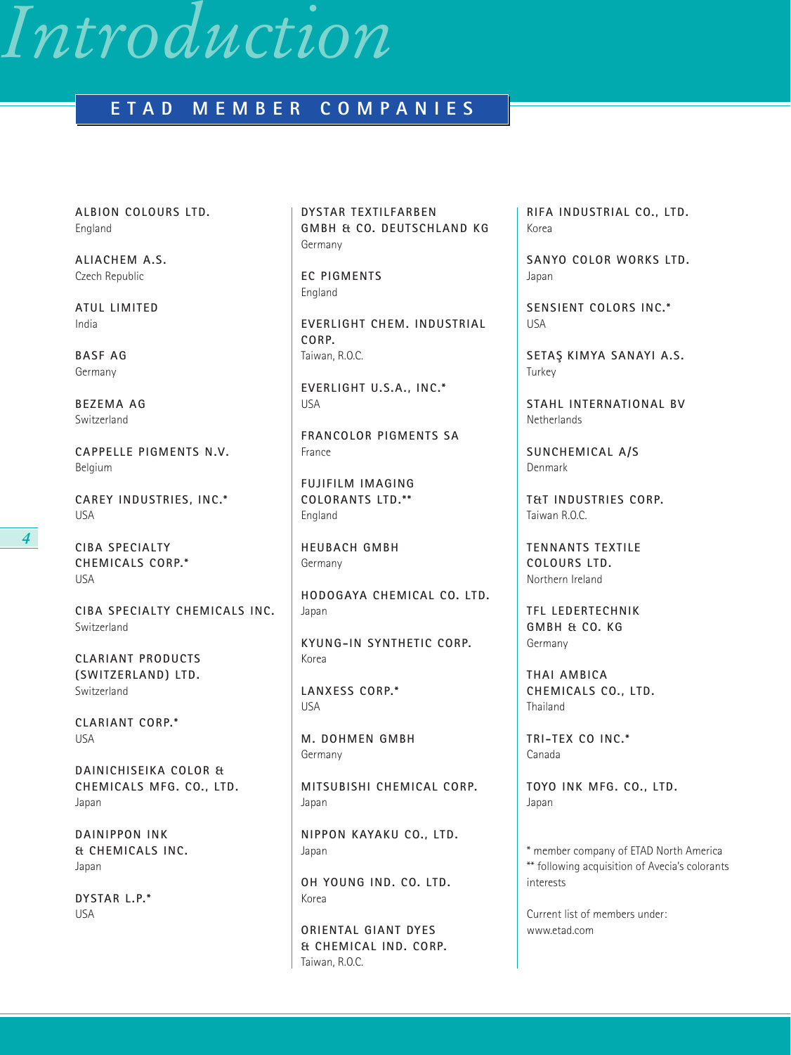# Introduction

## ETAD MEMBER COMPANIES

**ALBION COLOURS LTD.**
England

**ALIACHEM A.S.**
Czech Republic

**ATUL LIMITED**
India

**BASF AG**
Germany

**BEZEMA AG**
Switzerland

**CAPPELLE PIGMENTS N.V.**
Belgium

**CAREY INDUSTRIES, INC.***
USA

**CIBA SPECIALTY CHEMICALS CORP.***
USA

**CIBA SPECIALTY CHEMICALS INC.**
Switzerland

**CLARIANT PRODUCTS (SWITZERLAND) LTD.**
Switzerland

**CLARIANT CORP.***
USA

**DAINICHISEIKA COLOR & CHEMICALS MFG. CO., LTD.**
Japan

**DAINIPPON INK & CHEMICALS INC.**
Japan

**DYSTAR L.P.***
USA

**DYSTAR TEXTILFARBEN GMBH & CO. DEUTSCHLAND KG**
Germany

**EC PIGMENTS**
England

**EVERLIGHT CHEM. INDUSTRIAL CORP.**
Taiwan, R.O.C.

**EVERLIGHT U.S.A., INC.***
USA

**FRANCOLOR PIGMENTS SA**
France

**FUJIFILM IMAGING COLORANTS LTD.****
England

**HEUBACH GMBH**
Germany

**HODOGAYA CHEMICAL CO. LTD.**
Japan

**KYUNG-IN SYNTHETIC CORP.**
Korea

**LANXESS CORP.***
USA

**M. DOHMEN GMBH**
Germany

**MITSUBISHI CHEMICAL CORP.**
Japan

**NIPPON KAYAKU CO., LTD.**
Japan

**OH YOUNG IND. CO. LTD.**
Korea

**ORIENTAL GIANT DYES & CHEMICAL IND. CORP.**
Taiwan, R.O.C.

**RIFA INDUSTRIAL CO., LTD.**
Korea

**SANYO COLOR WORKS LTD.**
Japan

**SENSIENT COLORS INC.***
USA

**SETAŞ KIMYA SANAYI A.S.**
Turkey

**STAHL INTERNATIONAL BV**
Netherlands

**SUNCHEMICAL A/S**
Denmark

**T&T INDUSTRIES CORP.**
Taiwan R.O.C.

**TENNANTS TEXTILE COLOURS LTD.**
Northern Ireland

**TFL LEDERTECHNIK GMBH & CO. KG**
Germany

**THAI AMBICA CHEMICALS CO., LTD.**
Thailand

**TRI-TEX CO INC.***
Canada

**TOYO INK MFG. CO., LTD.**
Japan

\* member company of ETAD North America
\** following acquisition of Avecia's colorants interests

Current list of members under:
www.etad.com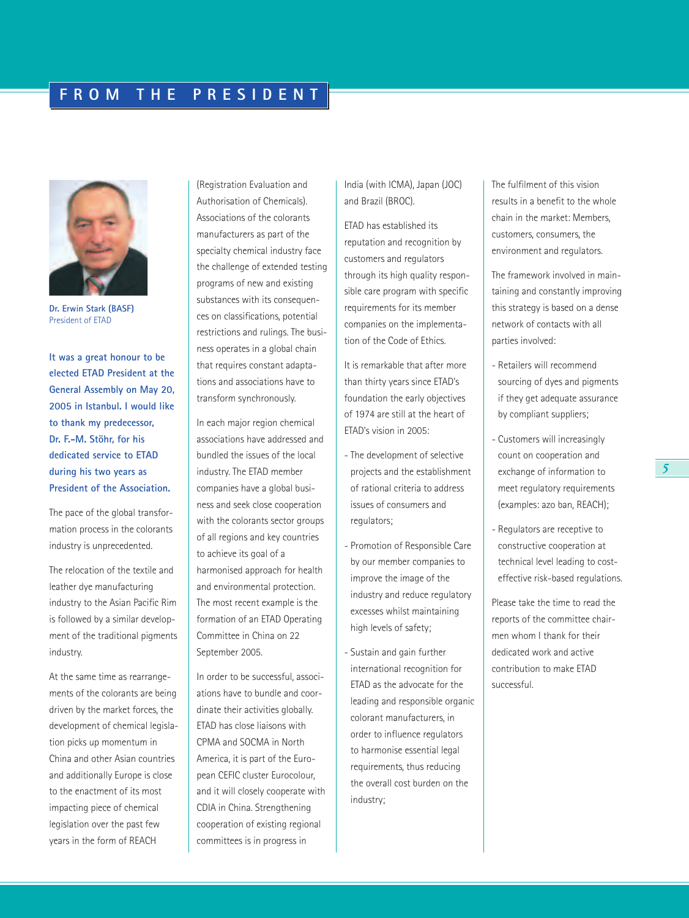# FROM THE PRESIDENT

**Dr. Erwin Stark (BASF)**
President of ETAD

**It was a great honour to be elected ETAD President at the General Assembly on May 20, 2005 in Istanbul. I would like to thank my predecessor, Dr. F.-M. Stöhr, for his dedicated service to ETAD during his two years as President of the Association.**

The pace of the global transformation process in the colorants industry is unprecedented.

The relocation of the textile and leather dye manufacturing industry to the Asian Pacific Rim is followed by a similar development of the traditional pigments industry.

At the same time as rearrangements of the colorants are being driven by the market forces, the development of chemical legislation picks up momentum in China and other Asian countries and additionally Europe is close to the enactment of its most impacting piece of chemical legislation over the past few years in the form of REACH (Registration Evaluation and Authorisation of Chemicals). Associations of the colorants manufacturers as part of the specialty chemical industry face the challenge of extended testing programs of new and existing substances with its consequences on classifications, potential restrictions and rulings. The business operates in a global chain that requires constant adaptations and associations have to transform synchronously.

In each major region chemical associations have addressed and bundled the issues of the local industry. The ETAD member companies have a global business and seek close cooperation with the colorants sector groups of all regions and key countries to achieve its goal of a harmonised approach for health and environmental protection. The most recent example is the formation of an ETAD Operating Committee in China on 22 September 2005.

In order to be successful, associations have to bundle and coordinate their activities globally. ETAD has close liaisons with CPMA and SOCMA in North America, it is part of the European CEFIC cluster Eurocolour, and it will closely cooperate with CDIA in China. Strengthening cooperation of existing regional committees is in progress in India (with ICMA), Japan (JOC) and Brazil (BROC).

ETAD has established its reputation and recognition by customers and regulators through its high quality responsible care program with specific requirements for its member companies on the implementation of the Code of Ethics.

It is remarkable that after more than thirty years since ETAD's foundation the early objectives of 1974 are still at the heart of ETAD's vision in 2005:

- The development of selective projects and the establishment of rational criteria to address issues of consumers and regulators;
- Promotion of Responsible Care by our member companies to improve the image of the industry and reduce regulatory excesses whilst maintaining high levels of safety;
- Sustain and gain further international recognition for ETAD as the advocate for the leading and responsible organic colorant manufacturers, in order to influence regulators to harmonise essential legal requirements, thus reducing the overall cost burden on the industry;

The fulfilment of this vision results in a benefit to the whole chain in the market: Members, customers, consumers, the environment and regulators.

The framework involved in maintaining and constantly improving this strategy is based on a dense network of contacts with all parties involved:

- Retailers will recommend sourcing of dyes and pigments if they get adequate assurance by compliant suppliers;
- Customers will increasingly count on cooperation and exchange of information to meet regulatory requirements (examples: azo ban, REACH);
- Regulators are receptive to constructive cooperation at technical level leading to cost-effective risk-based regulations.

Please take the time to read the reports of the committee chairmen whom I thank for their dedicated work and active contribution to make ETAD successful.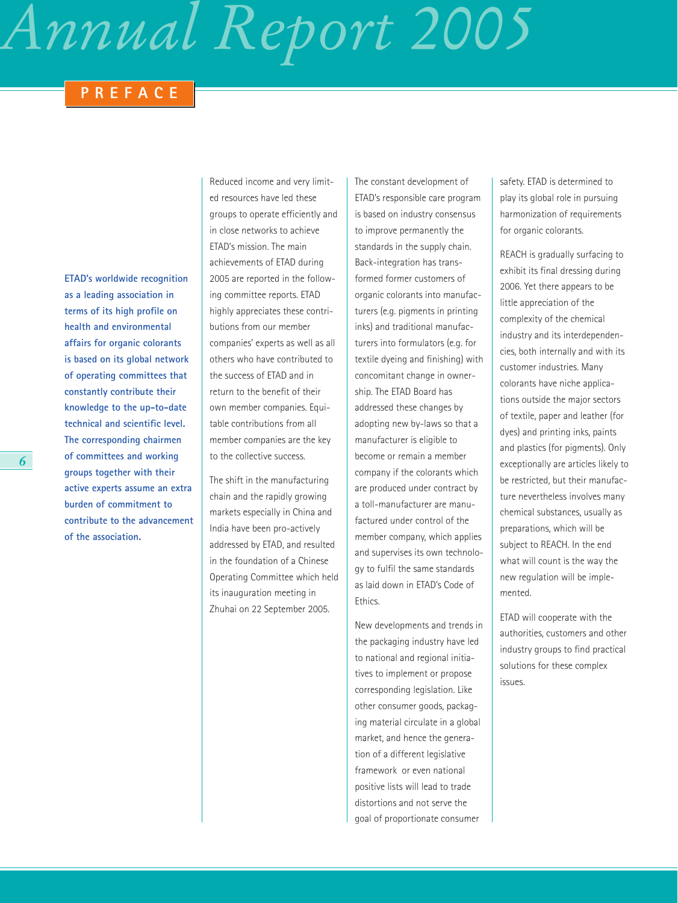## PREFACE

**ETAD's worldwide recognition as a leading association in terms of its high profile on health and environmental affairs for organic colorants is based on its global network of operating committees that constantly contribute their knowledge to the up-to-date technical and scientific level. The corresponding chairmen of committees and working groups together with their active experts assume an extra burden of commitment to contribute to the advancement of the association.**

Reduced income and very limited resources have led these groups to operate efficiently and in close networks to achieve ETAD's mission. The main achievements of ETAD during 2005 are reported in the following committee reports. ETAD highly appreciates these contributions from our member companies' experts as well as all others who have contributed to the success of ETAD and in return to the benefit of their own member companies. Equitable contributions from all member companies are the key to the collective success.

The shift in the manufacturing chain and the rapidly growing markets especially in China and India have been pro-actively addressed by ETAD, and resulted in the foundation of a Chinese Operating Committee which held its inauguration meeting in Zhuhai on 22 September 2005.

The constant development of ETAD's responsible care program is based on industry consensus to improve permanently the standards in the supply chain. Back-integration has transformed former customers of organic colorants into manufacturers (e.g. pigments in printing inks) and traditional manufacturers into formulators (e.g. for textile dyeing and finishing) with concomitant change in ownership. The ETAD Board has addressed these changes by adopting new by-laws so that a manufacturer is eligible to become or remain a member company if the colorants which are produced under contract by a toll-manufacturer are manufactured under control of the member company, which applies and supervises its own technology to fulfil the same standards as laid down in ETAD's Code of Ethics.

New developments and trends in the packaging industry have led to national and regional initiatives to implement or propose corresponding legislation. Like other consumer goods, packaging material circulate in a global market, and hence the generation of a different legislative framework or even national positive lists will lead to trade distortions and not serve the goal of proportionate consumer safety. ETAD is determined to play its global role in pursuing harmonization of requirements for organic colorants.

REACH is gradually surfacing to exhibit its final dressing during 2006. Yet there appears to be little appreciation of the complexity of the chemical industry and its interdependencies, both internally and with its customer industries. Many colorants have niche applications outside the major sectors of textile, paper and leather (for dyes) and printing inks, paints and plastics (for pigments). Only exceptionally are articles likely to be restricted, but their manufacture nevertheless involves many chemical substances, usually as preparations, which will be subject to REACH. In the end what will count is the way the new regulation will be implemented.

ETAD will cooperate with the authorities, customers and other industry groups to find practical solutions for these complex issues.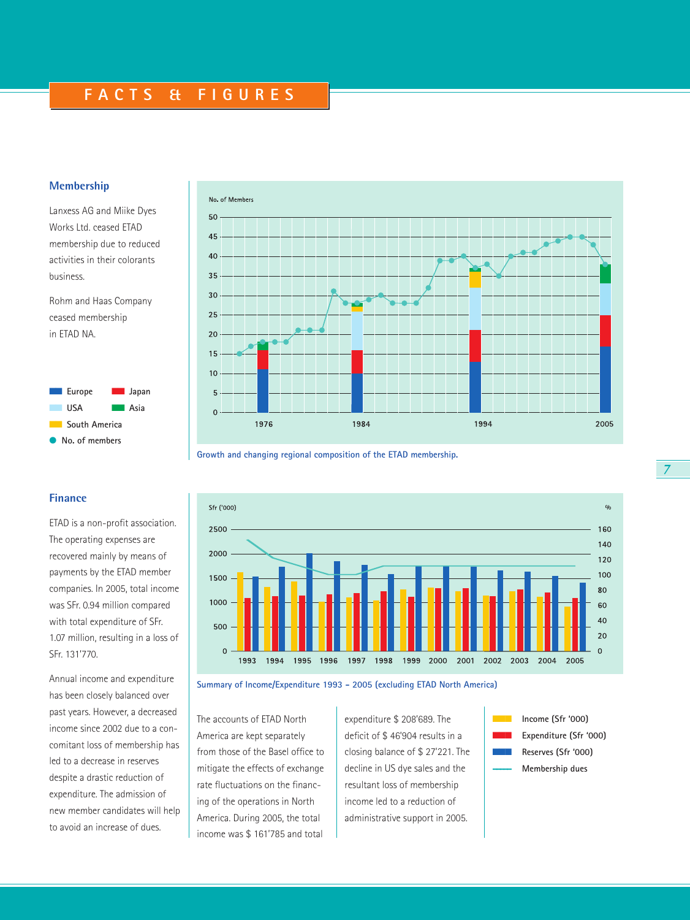# FACTS & FIGURES

## Membership

Lanxess AG and Miike Dyes Works Ltd. ceased ETAD membership due to reduced activities in their colorants business.

Rohm and Haas Company ceased membership in ETAD NA.

Growth and changing regional composition of the ETAD membership.

## Finance

ETAD is a non-profit association. The operating expenses are recovered mainly by means of payments by the ETAD member companies. In 2005, total income was SFr. 0.94 million compared with total expenditure of SFr. 1.07 million, resulting in a loss of SFr. 131'770.

Annual income and expenditure has been closely balanced over past years. However, a decreased income since 2002 due to a concomitant loss of membership has led to a decrease in reserves despite a drastic reduction of expenditure. The admission of new member candidates will help to avoid an increase of dues.

Summary of Income/Expenditure 1993 – 2005 (excluding ETAD North America)

The accounts of ETAD North America are kept separately from those of the Basel office to mitigate the effects of exchange rate fluctuations on the financing of the operations in North America. During 2005, the total income was $ 161'785 and total expenditure $ 208'689. The deficit of $ 46'904 results in a closing balance of $ 27'221. The decline in US dye sales and the resultant loss of membership income led to a reduction of administrative support in 2005.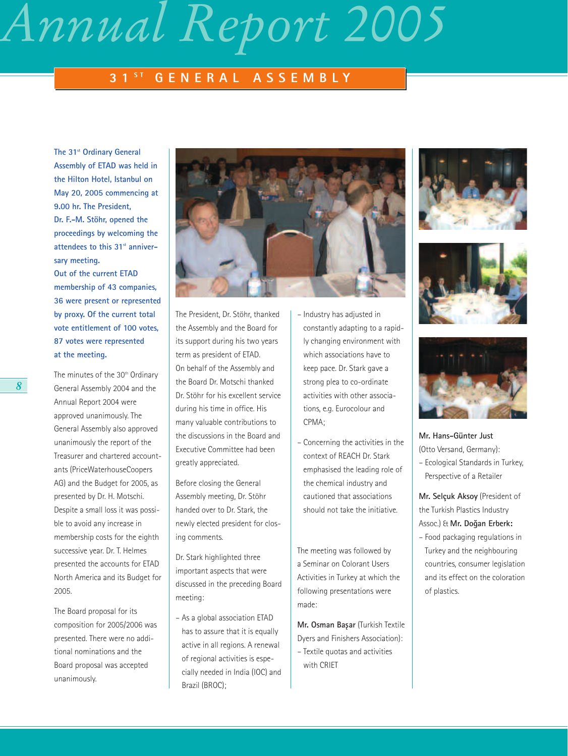## 31ST GENERAL ASSEMBLY

**The 31st Ordinary General Assembly of ETAD was held in the Hilton Hotel, Istanbul on May 20, 2005 commencing at 9.00 hr. The President, Dr. F.-M. Stöhr, opened the proceedings by welcoming the attendees to this 31st anniversary meeting.**

**Out of the current ETAD membership of 43 companies, 36 were present or represented by proxy. Of the current total vote entitlement of 100 votes, 87 votes were represented at the meeting.**

The minutes of the 30th Ordinary General Assembly 2004 and the Annual Report 2004 were approved unanimously. The General Assembly also approved unanimously the report of the Treasurer and chartered accountants (PriceWaterhouseCoopers AG) and the Budget for 2005, as presented by Dr. H. Motschi. Despite a small loss it was possible to avoid any increase in membership costs for the eighth successive year. Dr. T. Helmes presented the accounts for ETAD North America and its Budget for 2005.

The Board proposal for its composition for 2005/2006 was presented. There were no additional nominations and the Board proposal was accepted unanimously.

The President, Dr. Stöhr, thanked the Assembly and the Board for its support during his two years term as president of ETAD. On behalf of the Assembly and the Board Dr. Motschi thanked Dr. Stöhr for his excellent service during his time in office. His many valuable contributions to the discussions in the Board and Executive Committee had been greatly appreciated.

Before closing the General Assembly meeting, Dr. Stöhr handed over to Dr. Stark, the newly elected president for closing comments.

Dr. Stark highlighted three important aspects that were discussed in the preceding Board meeting:

- As a global association ETAD has to assure that it is equally active in all regions. A renewal of regional activities is especially needed in India (IOC) and Brazil (BROC);
- Industry has adjusted in constantly adapting to a rapidly changing environment with which associations have to keep pace. Dr. Stark gave a strong plea to co-ordinate activities with other associations, e.g. Eurocolour and CPMA;
- Concerning the activities in the context of REACH Dr. Stark emphasised the leading role of the chemical industry and cautioned that associations should not take the initiative.

The meeting was followed by a Seminar on Colorant Users Activities in Turkey at which the following presentations were made:

**Mr. Osman Başar** (Turkish Textile Dyers and Finishers Association):
- Textile quotas and activities with CRIET

**Mr. Hans-Günter Just** (Otto Versand, Germany):
- Ecological Standards in Turkey, Perspective of a Retailer

**Mr. Selçuk Aksoy** (President of the Turkish Plastics Industry Assoc.) & **Mr. Doğan Erberk:**
- Food packaging regulations in Turkey and the neighbouring countries, consumer legislation and its effect on the coloration of plastics.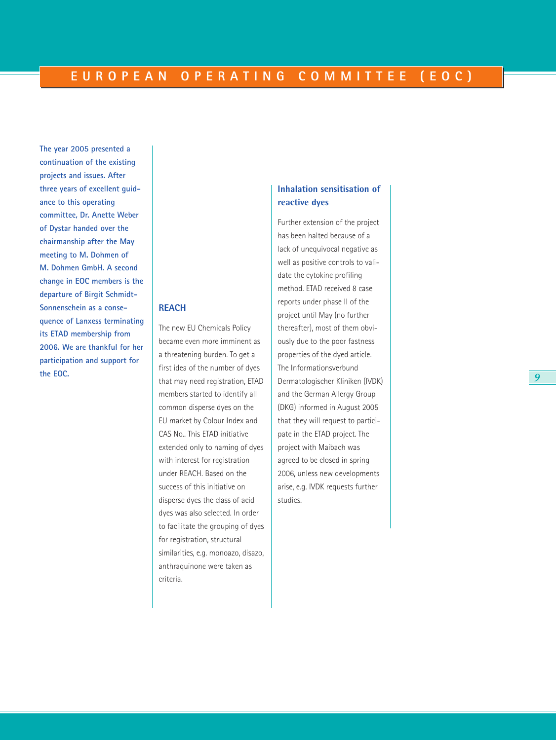# EUROPEAN OPERATING COMMITTEE (EOC)

**The year 2005 presented a continuation of the existing projects and issues. After three years of excellent guidance to this operating committee, Dr. Anette Weber of Dystar handed over the chairmanship after the May meeting to M. Dohmen of M. Dohmen GmbH. A second change in EOC members is the departure of Birgit Schmidt-Sonnenschein as a consequence of Lanxess terminating its ETAD membership from 2006. We are thankful for her participation and support for the EOC.**

## REACH

The new EU Chemicals Policy became even more imminent as a threatening burden. To get a first idea of the number of dyes that may need registration, ETAD members started to identify all common disperse dyes on the EU market by Colour Index and CAS No.. This ETAD initiative extended only to naming of dyes with interest for registration under REACH. Based on the success of this initiative on disperse dyes the class of acid dyes was also selected. In order to facilitate the grouping of dyes for registration, structural similarities, e.g. monoazo, disazo, anthraquinone were taken as criteria.

## Inhalation sensitisation of reactive dyes

Further extension of the project has been halted because of a lack of unequivocal negative as well as positive controls to validate the cytokine profiling method. ETAD received 8 case reports under phase II of the project until May (no further thereafter), most of them obviously due to the poor fastness properties of the dyed article. The Informationsverbund Dermatologischer Kliniken (IVDK) and the German Allergy Group (DKG) informed in August 2005 that they will request to participate in the ETAD project. The project with Maibach was agreed to be closed in spring 2006, unless new developments arise, e.g. IVDK requests further studies.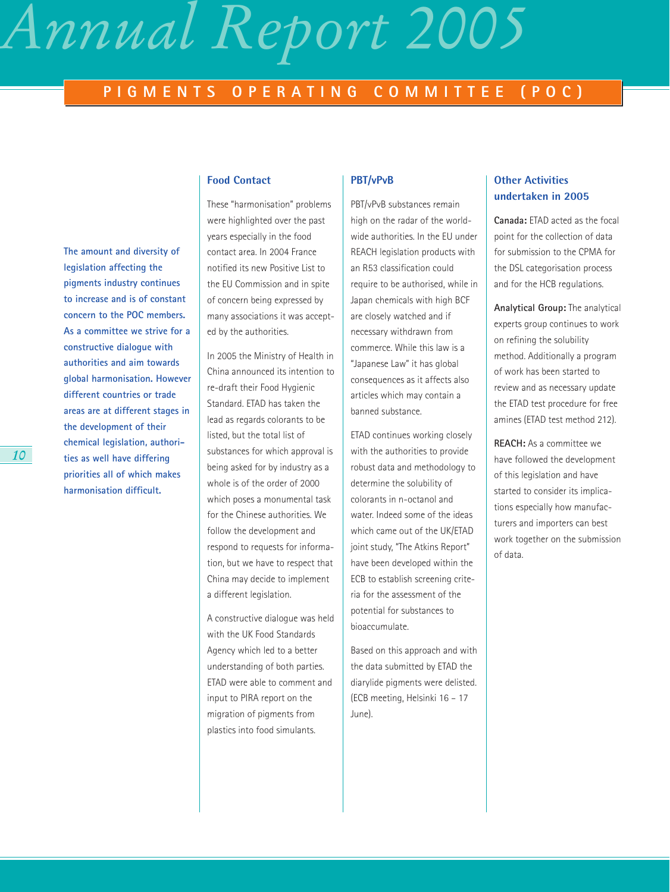# PIGMENTS OPERATING COMMITTEE (POC)

**The amount and diversity of legislation affecting the pigments industry continues to increase and is of constant concern to the POC members. As a committee we strive for a constructive dialogue with authorities and aim towards global harmonisation. However different countries or trade areas are at different stages in the development of their chemical legislation, authorities as well have differing priorities all of which makes harmonisation difficult.**

## Food Contact

These "harmonisation" problems were highlighted over the past years especially in the food contact area. In 2004 France notified its new Positive List to the EU Commission and in spite of concern being expressed by many associations it was accepted by the authorities.

In 2005 the Ministry of Health in China announced its intention to re-draft their Food Hygienic Standard. ETAD has taken the lead as regards colorants to be listed, but the total list of substances for which approval is being asked for by industry as a whole is of the order of 2000 which poses a monumental task for the Chinese authorities. We follow the development and respond to requests for information, but we have to respect that China may decide to implement a different legislation.

A constructive dialogue was held with the UK Food Standards Agency which led to a better understanding of both parties. ETAD were able to comment and input to PIRA report on the migration of pigments from plastics into food simulants.

## PBT/vPvB

PBT/vPvB substances remain high on the radar of the worldwide authorities. In the EU under REACH legislation products with an R53 classification could require to be authorised, while in Japan chemicals with high BCF are closely watched and if necessary withdrawn from commerce. While this law is a "Japanese Law" it has global consequences as it affects also articles which may contain a banned substance.

ETAD continues working closely with the authorities to provide robust data and methodology to determine the solubility of colorants in n-octanol and water. Indeed some of the ideas which came out of the UK/ETAD joint study, "The Atkins Report" have been developed within the ECB to establish screening criteria for the assessment of the potential for substances to bioaccumulate.

Based on this approach and with the data submitted by ETAD the diarylide pigments were delisted. (ECB meeting, Helsinki 16 – 17 June).

## Other Activities undertaken in 2005

**Canada:** ETAD acted as the focal point for the collection of data for submission to the CPMA for the DSL categorisation process and for the HCB regulations.

**Analytical Group:** The analytical experts group continues to work on refining the solubility method. Additionally a program of work has been started to review and as necessary update the ETAD test procedure for free amines (ETAD test method 212).

**REACH:** As a committee we have followed the development of this legislation and have started to consider its implications especially how manufacturers and importers can best work together on the submission of data.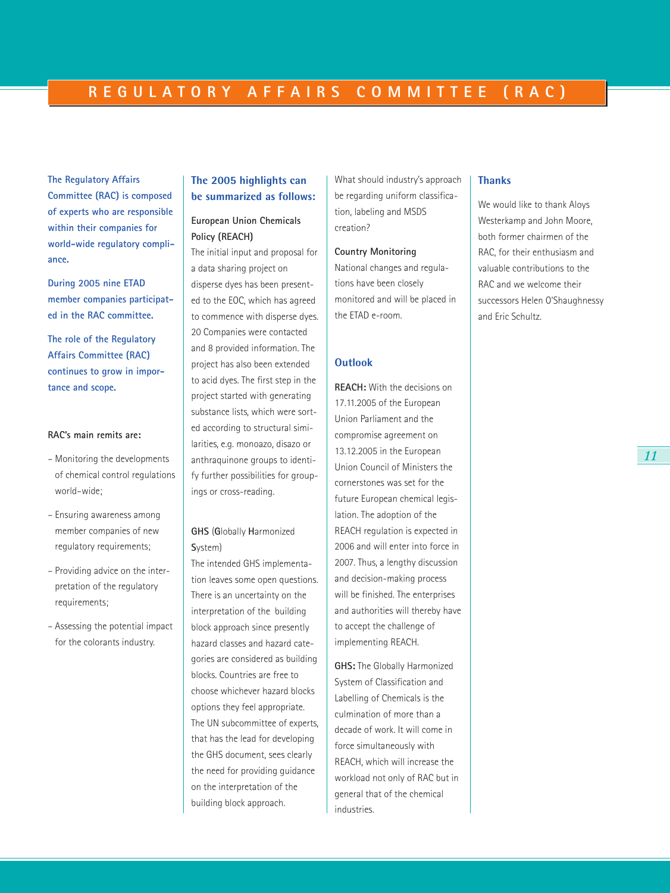# REGULATORY AFFAIRS COMMITTEE (RAC)

**The Regulatory Affairs Committee (RAC) is composed of experts who are responsible within their companies for world-wide regulatory compliance.**

**During 2005 nine ETAD member companies participated in the RAC committee.**

**The role of the Regulatory Affairs Committee (RAC) continues to grow in importance and scope.**

**RAC's main remits are:**

- Monitoring the developments of chemical control regulations world-wide;
- Ensuring awareness among member companies of new regulatory requirements;
- Providing advice on the interpretation of the regulatory requirements;
- Assessing the potential impact for the colorants industry.

## The 2005 highlights can be summarized as follows:

**European Union Chemicals Policy (REACH)**

The initial input and proposal for a data sharing project on disperse dyes has been presented to the EOC, which has agreed to commence with disperse dyes. 20 Companies were contacted and 8 provided information. The project has also been extended to acid dyes. The first step in the project started with generating substance lists, which were sorted according to structural similarities, e.g. monoazo, disazo or anthraquinone groups to identify further possibilities for groupings or cross-reading.

**GHS** (**G**lobally **H**armonized **S**ystem)

The intended GHS implementation leaves some open questions. There is an uncertainty on the interpretation of the building block approach since presently hazard classes and hazard categories are considered as building blocks. Countries are free to choose whichever hazard blocks options they feel appropriate. The UN subcommittee of experts, that has the lead for developing the GHS document, sees clearly the need for providing guidance on the interpretation of the building block approach. What should industry's approach be regarding uniform classification, labeling and MSDS creation?

**Country Monitoring**

National changes and regulations have been closely monitored and will be placed in the ETAD e-room.

## Outlook

**REACH:** With the decisions on 17.11.2005 of the European Union Parliament and the compromise agreement on 13.12.2005 in the European Union Council of Ministers the cornerstones was set for the future European chemical legislation. The adoption of the REACH regulation is expected in 2006 and will enter into force in 2007. Thus, a lengthy discussion and decision-making process will be finished. The enterprises and authorities will thereby have to accept the challenge of implementing REACH.

**GHS:** The Globally Harmonized System of Classification and Labelling of Chemicals is the culmination of more than a decade of work. It will come in force simultaneously with REACH, which will increase the workload not only of RAC but in general that of the chemical industries.

## Thanks

We would like to thank Aloys Westerkamp and John Moore, both former chairmen of the RAC, for their enthusiasm and valuable contributions to the RAC and we welcome their successors Helen O'Shaughnessy and Eric Schultz.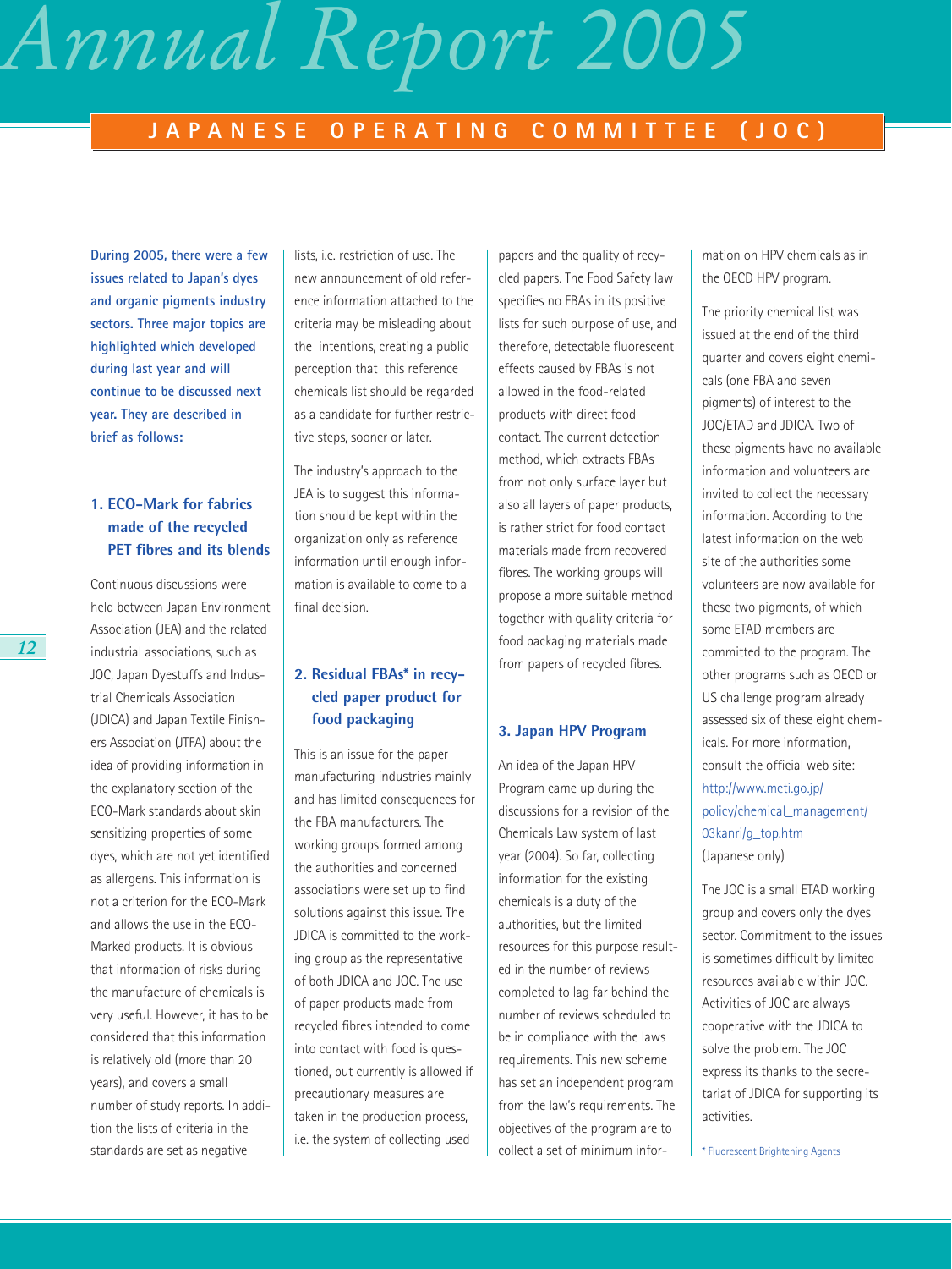# JAPANESE OPERATING COMMITTEE (JOC)

**During 2005, there were a few issues related to Japan's dyes and organic pigments industry sectors. Three major topics are highlighted which developed during last year and will continue to be discussed next year. They are described in brief as follows:**

## 1. ECO-Mark for fabrics made of the recycled PET fibres and its blends

Continuous discussions were held between Japan Environment Association (JEA) and the related industrial associations, such as JOC, Japan Dyestuffs and Industrial Chemicals Association (JDICA) and Japan Textile Finishers Association (JTFA) about the idea of providing information in the explanatory section of the ECO-Mark standards about skin sensitizing properties of some dyes, which are not yet identified as allergens. This information is not a criterion for the ECO-Mark and allows the use in the ECO-Marked products. It is obvious that information of risks during the manufacture of chemicals is very useful. However, it has to be considered that this information is relatively old (more than 20 years), and covers a small number of study reports. In addition the lists of criteria in the standards are set as negative lists, i.e. restriction of use. The new announcement of old reference information attached to the criteria may be misleading about the intentions, creating a public perception that this reference chemicals list should be regarded as a candidate for further restrictive steps, sooner or later.

The industry's approach to the JEA is to suggest this information should be kept within the organization only as reference information until enough information is available to come to a final decision.

## 2. Residual FBAs* in recycled paper product for food packaging

This is an issue for the paper manufacturing industries mainly and has limited consequences for the FBA manufacturers. The working groups formed among the authorities and concerned associations were set up to find solutions against this issue. The JDICA is committed to the working group as the representative of both JDICA and JOC. The use of paper products made from recycled fibres intended to come into contact with food is questioned, but currently is allowed if precautionary measures are taken in the production process, i.e. the system of collecting used papers and the quality of recycled papers. The Food Safety law specifies no FBAs in its positive lists for such purpose of use, and therefore, detectable fluorescent effects caused by FBAs is not allowed in the food-related products with direct food contact. The current detection method, which extracts FBAs from not only surface layer but also all layers of paper products, is rather strict for food contact materials made from recovered fibres. The working groups will propose a more suitable method together with quality criteria for food packaging materials made from papers of recycled fibres.

## 3. Japan HPV Program

An idea of the Japan HPV Program came up during the discussions for a revision of the Chemicals Law system of last year (2004). So far, collecting information for the existing chemicals is a duty of the authorities, but the limited resources for this purpose resulted in the number of reviews completed to lag far behind the number of reviews scheduled to be in compliance with the laws requirements. This new scheme has set an independent program from the law's requirements. The objectives of the program are to collect a set of minimum information on HPV chemicals as in the OECD HPV program.

The priority chemical list was issued at the end of the third quarter and covers eight chemicals (one FBA and seven pigments) of interest to the JOC/ETAD and JDICA. Two of these pigments have no available information and volunteers are invited to collect the necessary information. According to the latest information on the web site of the authorities some volunteers are now available for these two pigments, of which some ETAD members are committed to the program. The other programs such as OECD or US challenge program already assessed six of these eight chemicals. For more information, consult the official web site: http://www.meti.go.jp/policy/chemical_management/03kanri/g_top.htm (Japanese only)

The JOC is a small ETAD working group and covers only the dyes sector. Commitment to the issues is sometimes difficult by limited resources available within JOC. Activities of JOC are always cooperative with the JDICA to solve the problem. The JOC express its thanks to the secretariat of JDICA for supporting its activities.

* Fluorescent Brightening Agents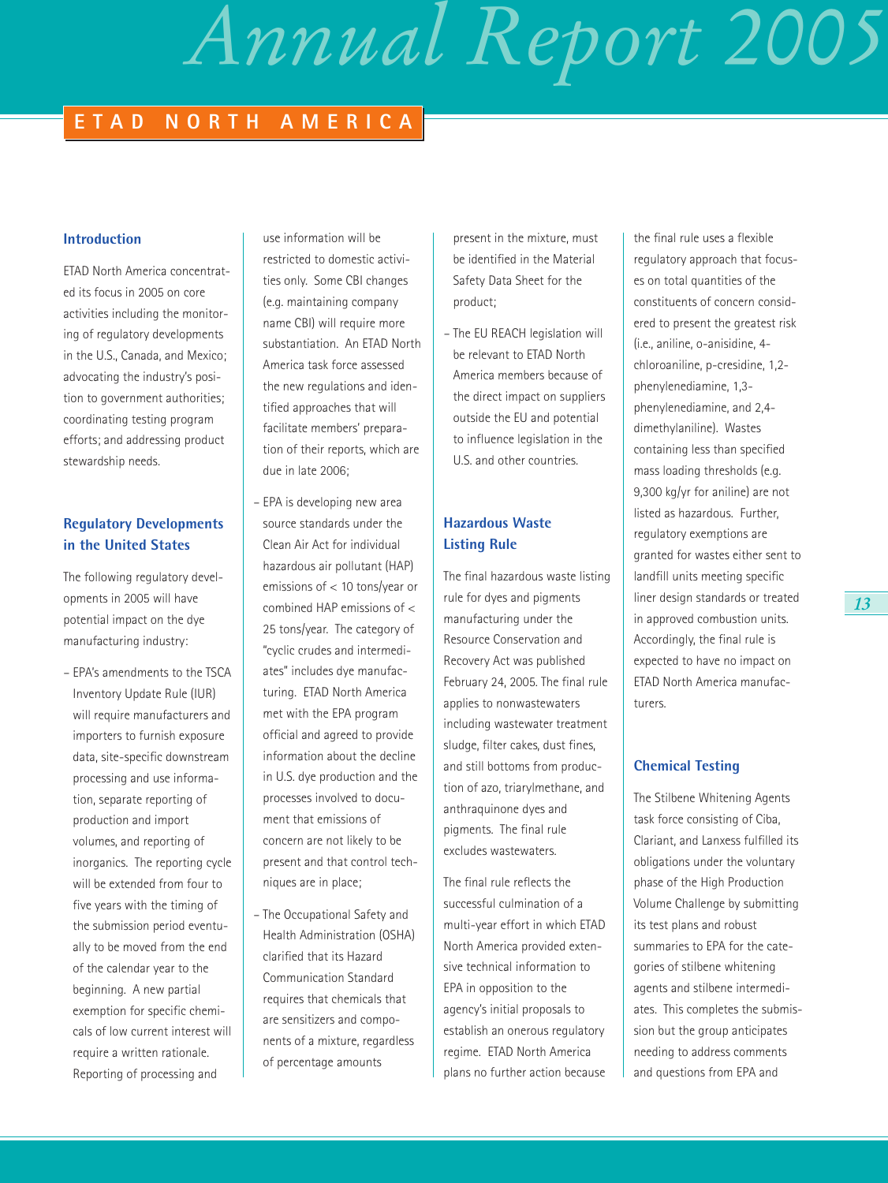# Annual Report 2005

## ETAD NORTH AMERICA

### Introduction

ETAD North America concentrated its focus in 2005 on core activities including the monitoring of regulatory developments in the U.S., Canada, and Mexico; advocating the industry's position to government authorities; coordinating testing program efforts; and addressing product stewardship needs.

### Regulatory Developments in the United States

The following regulatory developments in 2005 will have potential impact on the dye manufacturing industry:

- EPA's amendments to the TSCA Inventory Update Rule (IUR) will require manufacturers and importers to furnish exposure data, site-specific downstream processing and use information, separate reporting of production and import volumes, and reporting of inorganics. The reporting cycle will be extended from four to five years with the timing of the submission period eventually to be moved from the end of the calendar year to the beginning. A new partial exemption for specific chemicals of low current interest will require a written rationale. Reporting of processing and use information will be restricted to domestic activities only. Some CBI changes (e.g. maintaining company name CBI) will require more substantiation. An ETAD North America task force assessed the new regulations and identified approaches that will facilitate members' preparation of their reports, which are due in late 2006;
- EPA is developing new area source standards under the Clean Air Act for individual hazardous air pollutant (HAP) emissions of < 10 tons/year or combined HAP emissions of < 25 tons/year. The category of "cyclic crudes and intermediates" includes dye manufacturing. ETAD North America met with the EPA program official and agreed to provide information about the decline in U.S. dye production and the processes involved to document that emissions of concern are not likely to be present and that control techniques are in place;
- The Occupational Safety and Health Administration (OSHA) clarified that its Hazard Communication Standard requires that chemicals that are sensitizers and components of a mixture, regardless of percentage amounts present in the mixture, must be identified in the Material Safety Data Sheet for the product;
- The EU REACH legislation will be relevant to ETAD North America members because of the direct impact on suppliers outside the EU and potential to influence legislation in the U.S. and other countries.

### Hazardous Waste Listing Rule

The final hazardous waste listing rule for dyes and pigments manufacturing under the Resource Conservation and Recovery Act was published February 24, 2005. The final rule applies to nonwastewaters including wastewater treatment sludge, filter cakes, dust fines, and still bottoms from production of azo, triarylmethane, and anthraquinone dyes and pigments. The final rule excludes wastewaters.

The final rule reflects the successful culmination of a multi-year effort in which ETAD North America provided extensive technical information to EPA in opposition to the agency's initial proposals to establish an onerous regulatory regime. ETAD North America plans no further action because the final rule uses a flexible regulatory approach that focuses on total quantities of the constituents of concern considered to present the greatest risk (i.e., aniline, o-anisidine, 4-chloroaniline, p-cresidine, 1,2-phenylenediamine, 1,3-phenylenediamine, and 2,4-dimethylaniline). Wastes containing less than specified mass loading thresholds (e.g. 9,300 kg/yr for aniline) are not listed as hazardous. Further, regulatory exemptions are granted for wastes either sent to landfill units meeting specific liner design standards or treated in approved combustion units. Accordingly, the final rule is expected to have no impact on ETAD North America manufacturers.

### Chemical Testing

The Stilbene Whitening Agents task force consisting of Ciba, Clariant, and Lanxess fulfilled its obligations under the voluntary phase of the High Production Volume Challenge by submitting its test plans and robust summaries to EPA for the categories of stilbene whitening agents and stilbene intermediates. This completes the submission but the group anticipates needing to address comments and questions from EPA and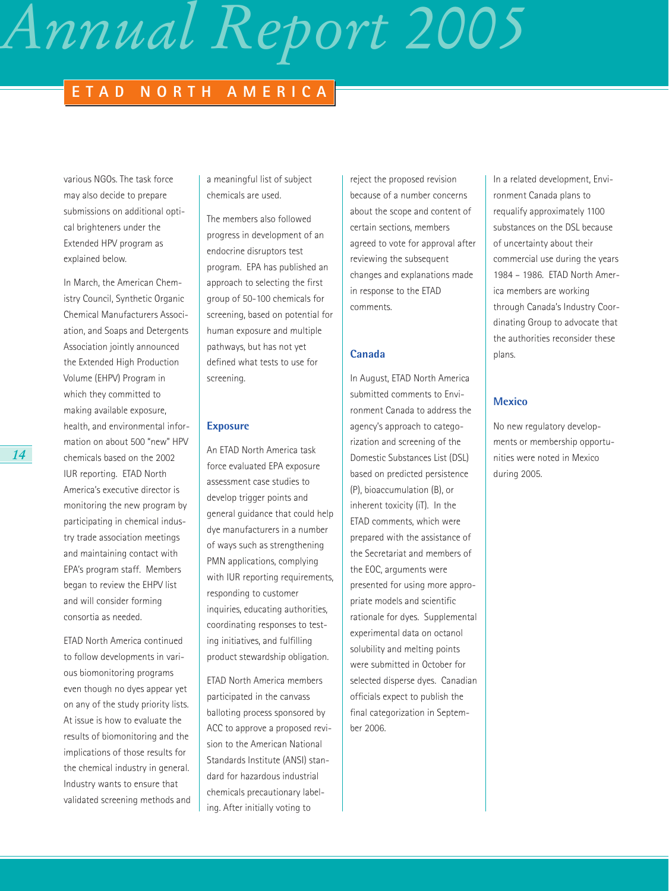various NGOs. The task force may also decide to prepare submissions on additional optical brighteners under the Extended HPV program as explained below.

In March, the American Chemistry Council, Synthetic Organic Chemical Manufacturers Association, and Soaps and Detergents Association jointly announced the Extended High Production Volume (EHPV) Program in which they committed to making available exposure, health, and environmental information on about 500 "new" HPV chemicals based on the 2002 IUR reporting. ETAD North America's executive director is monitoring the new program by participating in chemical industry trade association meetings and maintaining contact with EPA's program staff. Members began to review the EHPV list and will consider forming consortia as needed.

ETAD North America continued to follow developments in various biomonitoring programs even though no dyes appear yet on any of the study priority lists. At issue is how to evaluate the results of biomonitoring and the implications of those results for the chemical industry in general. Industry wants to ensure that validated screening methods and a meaningful list of subject chemicals are used.

The members also followed progress in development of an endocrine disruptors test program. EPA has published an approach to selecting the first group of 50-100 chemicals for screening, based on potential for human exposure and multiple pathways, but has not yet defined what tests to use for screening.

## Exposure

An ETAD North America task force evaluated EPA exposure assessment case studies to develop trigger points and general guidance that could help dye manufacturers in a number of ways such as strengthening PMN applications, complying with IUR reporting requirements, responding to customer inquiries, educating authorities, coordinating responses to testing initiatives, and fulfilling product stewardship obligation.

ETAD North America members participated in the canvass balloting process sponsored by ACC to approve a proposed revision to the American National Standards Institute (ANSI) standard for hazardous industrial chemicals precautionary labeling. After initially voting to reject the proposed revision because of a number concerns about the scope and content of certain sections, members agreed to vote for approval after reviewing the subsequent changes and explanations made in response to the ETAD comments.

## Canada

In August, ETAD North America submitted comments to Environment Canada to address the agency's approach to categorization and screening of the Domestic Substances List (DSL) based on predicted persistence (P), bioaccumulation (B), or inherent toxicity (iT). In the ETAD comments, which were prepared with the assistance of the Secretariat and members of the EOC, arguments were presented for using more appropriate models and scientific rationale for dyes. Supplemental experimental data on octanol solubility and melting points were submitted in October for selected disperse dyes. Canadian officials expect to publish the final categorization in September 2006.

In a related development, Environment Canada plans to requalify approximately 1100 substances on the DSL because of uncertainty about their commercial use during the years 1984 – 1986. ETAD North America members are working through Canada's Industry Coordinating Group to advocate that the authorities reconsider these plans.

## Mexico

No new regulatory developments or membership opportunities were noted in Mexico during 2005.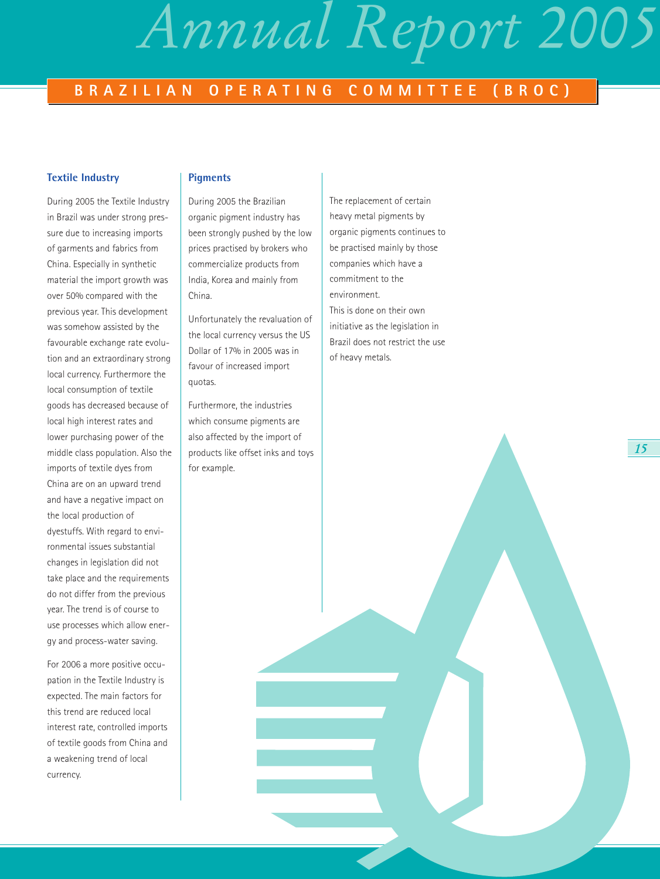## BRAZILIAN OPERATING COMMITTEE (BROC)

### Textile Industry

During 2005 the Textile Industry in Brazil was under strong pressure due to increasing imports of garments and fabrics from China. Especially in synthetic material the import growth was over 50% compared with the previous year. This development was somehow assisted by the favourable exchange rate evolution and an extraordinary strong local currency. Furthermore the local consumption of textile goods has decreased because of local high interest rates and lower purchasing power of the middle class population. Also the imports of textile dyes from China are on an upward trend and have a negative impact on the local production of dyestuffs. With regard to environmental issues substantial changes in legislation did not take place and the requirements do not differ from the previous year. The trend is of course to use processes which allow energy and process-water saving.

For 2006 a more positive occupation in the Textile Industry is expected. The main factors for this trend are reduced local interest rate, controlled imports of textile goods from China and a weakening trend of local currency.

### Pigments

During 2005 the Brazilian organic pigment industry has been strongly pushed by the low prices practised by brokers who commercialize products from India, Korea and mainly from China.

Unfortunately the revaluation of the local currency versus the US Dollar of 17% in 2005 was in favour of increased import quotas.

Furthermore, the industries which consume pigments are also affected by the import of products like offset inks and toys for example.

The replacement of certain heavy metal pigments by organic pigments continues to be practised mainly by those companies which have a commitment to the environment.
This is done on their own initiative as the legislation in Brazil does not restrict the use of heavy metals.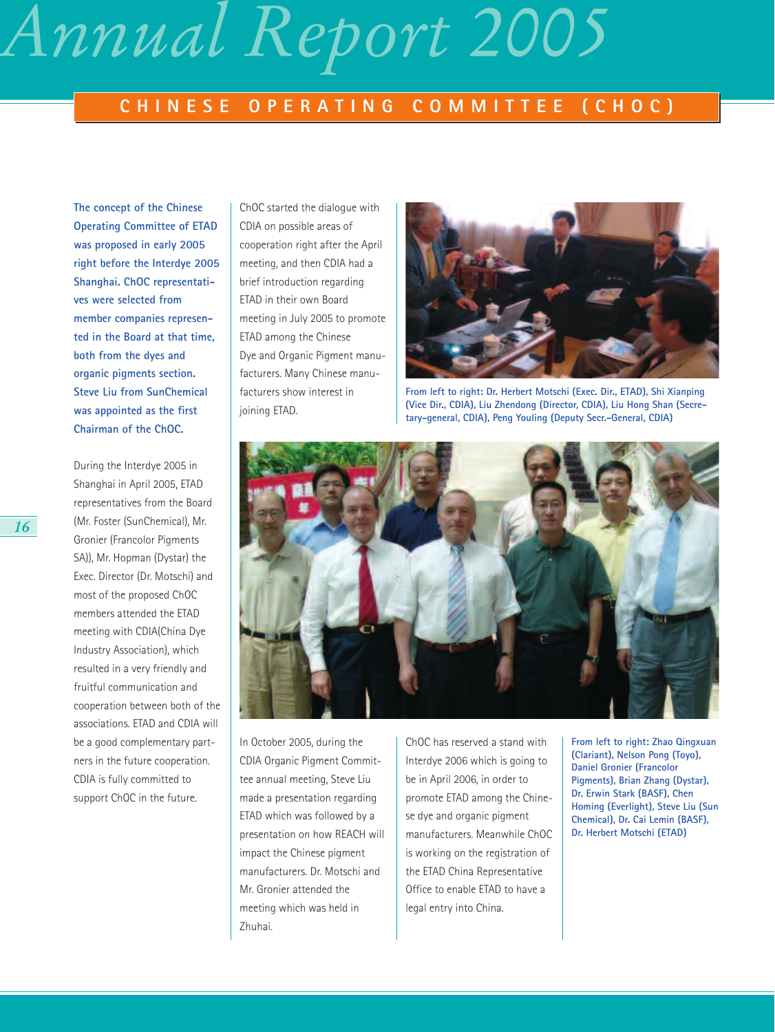# CHINESE OPERATING COMMITTEE (CHOC)

**The concept of the Chinese Operating Committee of ETAD was proposed in early 2005 right before the Interdye 2005 Shanghai. ChOC representatives were selected from member companies represented in the Board at that time, both from the dyes and organic pigments section. Steve Liu from SunChemical was appointed as the first Chairman of the ChOC.**

During the Interdye 2005 in Shanghai in April 2005, ETAD representatives from the Board (Mr. Foster (SunChemical), Mr. Gronier (Francolor Pigments SA)), Mr. Hopman (Dystar) the Exec. Director (Dr. Motschi) and most of the proposed ChOC members attended the ETAD meeting with CDIA(China Dye Industry Association), which resulted in a very friendly and fruitful communication and cooperation between both of the associations. ETAD and CDIA will be a good complementary partners in the future cooperation. CDIA is fully committed to support ChOC in the future.

ChOC started the dialogue with CDIA on possible areas of cooperation right after the April meeting, and then CDIA had a brief introduction regarding ETAD in their own Board meeting in July 2005 to promote ETAD among the Chinese Dye and Organic Pigment manufacturers. Many Chinese manufacturers show interest in joining ETAD.

**From left to right: Dr. Herbert Motschi (Exec. Dir., ETAD), Shi Xianping (Vice Dir., CDIA), Liu Zhendong (Director, CDIA), Liu Hong Shan (Secretary-general, CDIA), Peng Youling (Deputy Secr.-General, CDIA)**

In October 2005, during the CDIA Organic Pigment Committee annual meeting, Steve Liu made a presentation regarding ETAD which was followed by a presentation on how REACH will impact the Chinese pigment manufacturers. Dr. Motschi and Mr. Gronier attended the meeting which was held in Zhuhai.

ChOC has reserved a stand with Interdye 2006 which is going to be in April 2006, in order to promote ETAD among the Chinese dye and organic pigment manufacturers. Meanwhile ChOC is working on the registration of the ETAD China Representative Office to enable ETAD to have a legal entry into China.

**From left to right: Zhao Qingxuan (Clariant), Nelson Pong (Toyo), Daniel Gronier (Francolor Pigments), Brian Zhang (Dystar), Dr. Erwin Stark (BASF), Chen Homing (Everlight), Steve Liu (Sun Chemical), Dr. Cai Lemin (BASF), Dr. Herbert Motschi (ETAD)**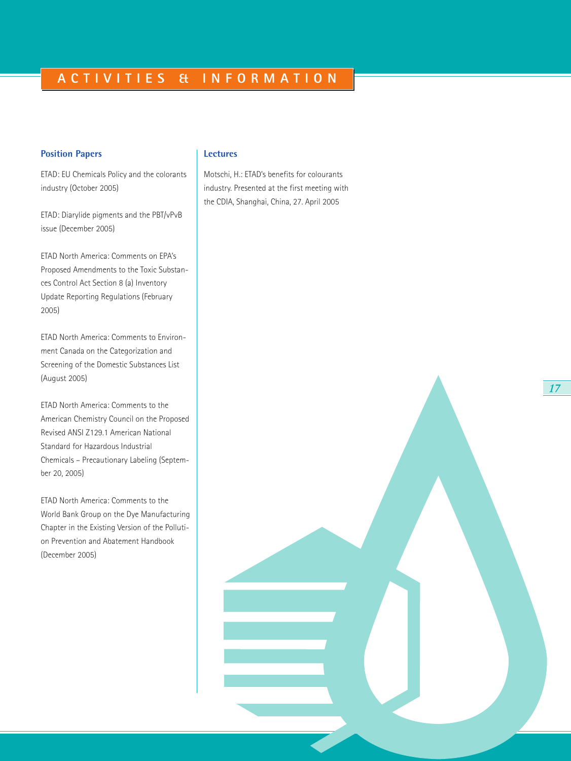# ACTIVITIES & INFORMATION

### Position Papers

ETAD: EU Chemicals Policy and the colorants industry (October 2005)

ETAD: Diarylide pigments and the PBT/vPvB issue (December 2005)

ETAD North America: Comments on EPA's Proposed Amendments to the Toxic Substances Control Act Section 8 (a) Inventory Update Reporting Regulations (February 2005)

ETAD North America: Comments to Environment Canada on the Categorization and Screening of the Domestic Substances List (August 2005)

ETAD North America: Comments to the American Chemistry Council on the Proposed Revised ANSI Z129.1 American National Standard for Hazardous Industrial Chemicals – Precautionary Labeling (September 20, 2005)

ETAD North America: Comments to the World Bank Group on the Dye Manufacturing Chapter in the Existing Version of the Pollution Prevention and Abatement Handbook (December 2005)

### Lectures

Motschi, H.: ETAD's benefits for colourants industry. Presented at the first meeting with the CDIA, Shanghai, China, 27. April 2005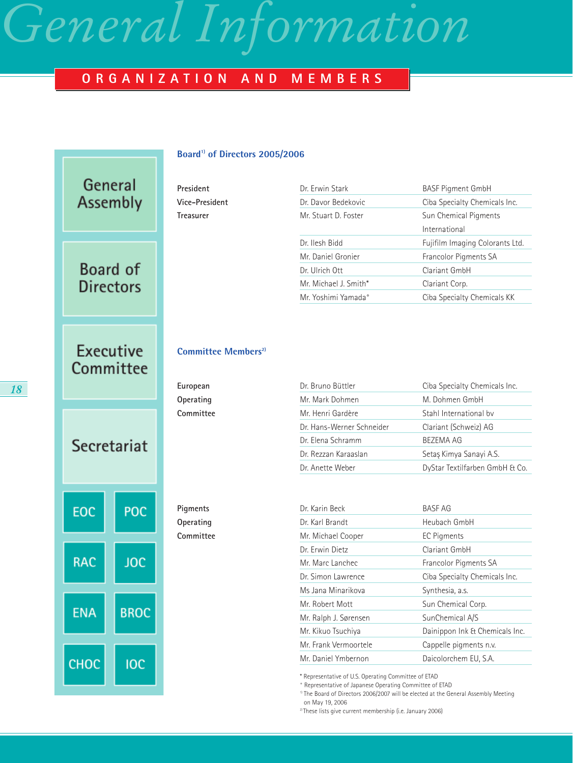# General Information

## ORGANIZATION AND MEMBERS

General Assembly

Board of Directors

Executive Committee

Secretariat

EOC | POC

RAC | JOC

ENA | BROC

CHOC | IOC

### Board[1] of Directors 2005/2006

| | | |
|---|---|---|
| President | Dr. Erwin Stark | BASF Pigment GmbH |
| Vice-President | Dr. Davor Bedekovic | Ciba Specialty Chemicals Inc. |
| Treasurer | Mr. Stuart D. Foster | Sun Chemical Pigments International |
| | Dr. Ilesh Bidd | Fujifilm Imaging Colorants Ltd. |
| | Mr. Daniel Gronier | Francolor Pigments SA |
| | Dr. Ulrich Ott | Clariant GmbH |
| | Mr. Michael J. Smith* | Clariant Corp. |
| | Mr. Yoshimi Yamada° | Ciba Specialty Chemicals KK |

### Committee Members[2]

| | | |
|---|---|---|
| European Operating Committee | Dr. Bruno Büttler | Ciba Specialty Chemicals Inc. |
| | Mr. Mark Dohmen | M. Dohmen GmbH |
| | Mr. Henri Gardère | Stahl International bv |
| | Dr. Hans-Werner Schneider | Clariant (Schweiz) AG |
| | Dr. Elena Schramm | BEZEMA AG |
| | Dr. Rezzan Karaaslan | Setaş Kimya Sanayi A.S. |
| | Dr. Anette Weber | DyStar Textilfarben GmbH & Co. |

| | | |
|---|---|---|
| Pigments Operating Committee | Dr. Karin Beck | BASF AG |
| | Dr. Karl Brandt | Heubach GmbH |
| | Mr. Michael Cooper | EC Pigments |
| | Dr. Erwin Dietz | Clariant GmbH |
| | Mr. Marc Lanchec | Francolor Pigments SA |
| | Dr. Simon Lawrence | Ciba Specialty Chemicals Inc. |
| | Ms Jana Minarikova | Synthesia, a.s. |
| | Mr. Robert Mott | Sun Chemical Corp. |
| | Mr. Ralph J. Sørensen | SunChemical A/S |
| | Mr. Kikuo Tsuchiya | Dainippon Ink & Chemicals Inc. |
| | Mr. Frank Vermoortele | Cappelle pigments n.v. |
| | Mr. Daniel Ymbernon | Daicolorchem EU, S.A. |

\* Representative of U.S. Operating Committee of ETAD

° Representative of Japanese Operating Committee of ETAD

[1] The Board of Directors 2006/2007 will be elected at the General Assembly Meeting on May 19, 2006

[2] These lists give current membership (i.e. January 2006)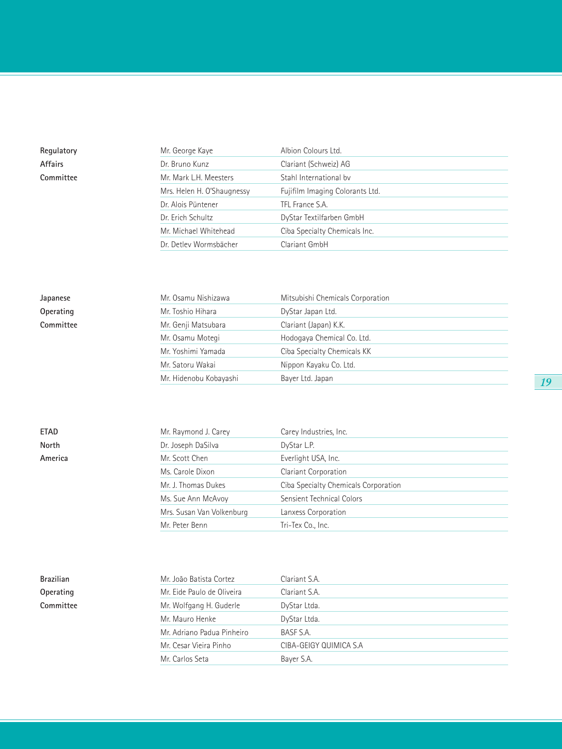**Regulatory Affairs Committee**

| | |
|---|---|
| Mr. George Kaye | Albion Colours Ltd. |
| Dr. Bruno Kunz | Clariant (Schweiz) AG |
| Mr. Mark L.H. Meesters | Stahl International bv |
| Mrs. Helen H. O'Shaugnessy | Fujifilm Imaging Colorants Ltd. |
| Dr. Alois Püntener | TFL France S.A. |
| Dr. Erich Schultz | DyStar Textilfarben GmbH |
| Mr. Michael Whitehead | Ciba Specialty Chemicals Inc. |
| Dr. Detlev Wormsbächer | Clariant GmbH |

**Japanese Operating Committee**

| | |
|---|---|
| Mr. Osamu Nishizawa | Mitsubishi Chemicals Corporation |
| Mr. Toshio Hihara | DyStar Japan Ltd. |
| Mr. Genji Matsubara | Clariant (Japan) K.K. |
| Mr. Osamu Motegi | Hodogaya Chemical Co. Ltd. |
| Mr. Yoshimi Yamada | Ciba Specialty Chemicals KK |
| Mr. Satoru Wakai | Nippon Kayaku Co. Ltd. |
| Mr. Hidenobu Kobayashi | Bayer Ltd. Japan |

**ETAD North America**

| | |
|---|---|
| Mr. Raymond J. Carey | Carey Industries, Inc. |
| Dr. Joseph DaSilva | DyStar L.P. |
| Mr. Scott Chen | Everlight USA, Inc. |
| Ms. Carole Dixon | Clariant Corporation |
| Mr. J. Thomas Dukes | Ciba Specialty Chemicals Corporation |
| Ms. Sue Ann McAvoy | Sensient Technical Colors |
| Mrs. Susan Van Volkenburg | Lanxess Corporation |
| Mr. Peter Benn | Tri-Tex Co., Inc. |

**Brazilian Operating Committee**

| | |
|---|---|
| Mr. João Batista Cortez | Clariant S.A. |
| Mr. Eide Paulo de Oliveira | Clariant S.A. |
| Mr. Wolfgang H. Guderle | DyStar Ltda. |
| Mr. Mauro Henke | DyStar Ltda. |
| Mr. Adriano Padua Pinheiro | BASF S.A. |
| Mr. Cesar Vieira Pinho | CIBA-GEIGY QUIMICA S.A |
| Mr. Carlos Seta | Bayer S.A. |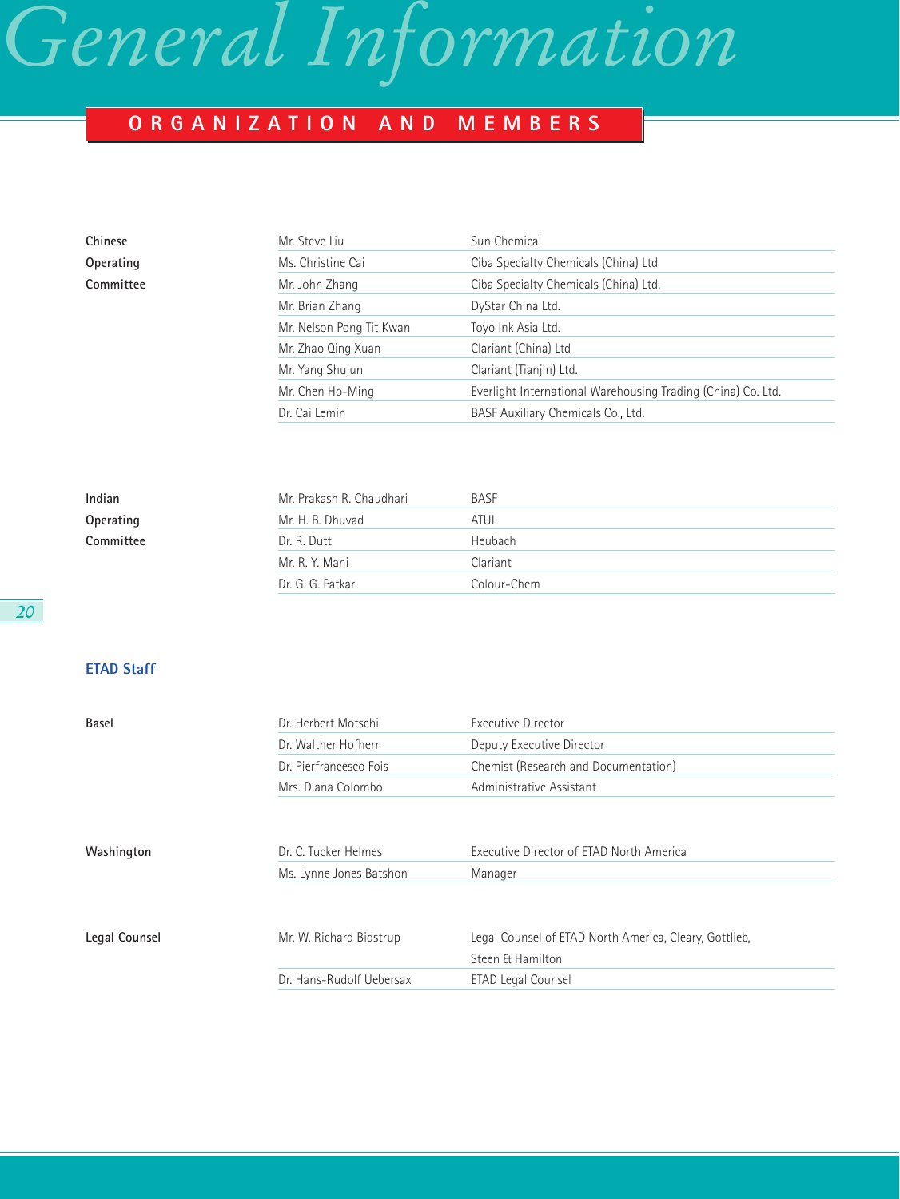# General Information

## ORGANIZATION AND MEMBERS

| | | |
|---|---|---|
| **Chinese Operating Committee** | Mr. Steve Liu | Sun Chemical |
| | Ms. Christine Cai | Ciba Specialty Chemicals (China) Ltd |
| | Mr. John Zhang | Ciba Specialty Chemicals (China) Ltd. |
| | Mr. Brian Zhang | DyStar China Ltd. |
| | Mr. Nelson Pong Tit Kwan | Toyo Ink Asia Ltd. |
| | Mr. Zhao Qing Xuan | Clariant (China) Ltd |
| | Mr. Yang Shujun | Clariant (Tianjin) Ltd. |
| | Mr. Chen Ho-Ming | Everlight International Warehousing Trading (China) Co. Ltd. |
| | Dr. Cai Lemin | BASF Auxiliary Chemicals Co., Ltd. |

| | | |
|---|---|---|
| **Indian Operating Committee** | Mr. Prakash R. Chaudhari | BASF |
| | Mr. H. B. Dhuvad | ATUL |
| | Dr. R. Dutt | Heubach |
| | Mr. R. Y. Mani | Clariant |
| | Dr. G. G. Patkar | Colour-Chem |

### ETAD Staff

| | | |
|---|---|---|
| **Basel** | Dr. Herbert Motschi | Executive Director |
| | Dr. Walther Hofherr | Deputy Executive Director |
| | Dr. Pierfrancesco Fois | Chemist (Research and Documentation) |
| | Mrs. Diana Colombo | Administrative Assistant |

| | | |
|---|---|---|
| **Washington** | Dr. C. Tucker Helmes | Executive Director of ETAD North America |
| | Ms. Lynne Jones Batshon | Manager |

| | | |
|---|---|---|
| **Legal Counsel** | Mr. W. Richard Bidstrup | Legal Counsel of ETAD North America, Cleary, Gottlieb, Steen & Hamilton |
| | Dr. Hans-Rudolf Uebersax | ETAD Legal Counsel |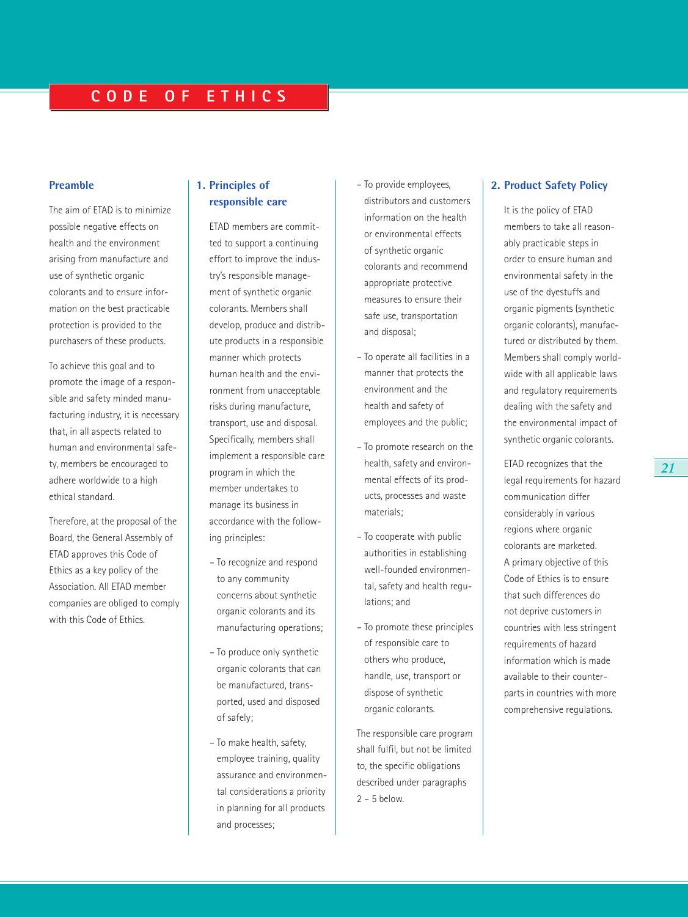# CODE OF ETHICS

## Preamble

The aim of ETAD is to minimize possible negative effects on health and the environment arising from manufacture and use of synthetic organic colorants and to ensure information on the best practicable protection is provided to the purchasers of these products.

To achieve this goal and to promote the image of a responsible and safety minded manufacturing industry, it is necessary that, in all aspects related to human and environmental safety, members be encouraged to adhere worldwide to a high ethical standard.

Therefore, at the proposal of the Board, the General Assembly of ETAD approves this Code of Ethics as a key policy of the Association. All ETAD member companies are obliged to comply with this Code of Ethics.

## 1. Principles of responsible care

ETAD members are committed to support a continuing effort to improve the industry's responsible management of synthetic organic colorants. Members shall develop, produce and distribute products in a responsible manner which protects human health and the environment from unacceptable risks during manufacture, transport, use and disposal. Specifically, members shall implement a responsible care program in which the member undertakes to manage its business in accordance with the following principles:

- To recognize and respond to any community concerns about synthetic organic colorants and its manufacturing operations;
- To produce only synthetic organic colorants that can be manufactured, transported, used and disposed of safely;
- To make health, safety, employee training, quality assurance and environmental considerations a priority in planning for all products and processes;
- To provide employees, distributors and customers information on the health or environmental effects of synthetic organic colorants and recommend appropriate protective measures to ensure their safe use, transportation and disposal;
- To operate all facilities in a manner that protects the environment and the health and safety of employees and the public;
- To promote research on the health, safety and environmental effects of its products, processes and waste materials;
- To cooperate with public authorities in establishing well-founded environmental, safety and health regulations; and
- To promote these principles of responsible care to others who produce, handle, use, transport or dispose of synthetic organic colorants.

The responsible care program shall fulfil, but not be limited to, the specific obligations described under paragraphs 2 – 5 below.

## 2. Product Safety Policy

It is the policy of ETAD members to take all reasonably practicable steps in order to ensure human and environmental safety in the use of the dyestuffs and organic pigments (synthetic organic colorants), manufactured or distributed by them. Members shall comply worldwide with all applicable laws and regulatory requirements dealing with the safety and the environmental impact of synthetic organic colorants.

ETAD recognizes that the legal requirements for hazard communication differ considerably in various regions where organic colorants are marketed. A primary objective of this Code of Ethics is to ensure that such differences do not deprive customers in countries with less stringent requirements of hazard information which is made available to their counterparts in countries with more comprehensive regulations.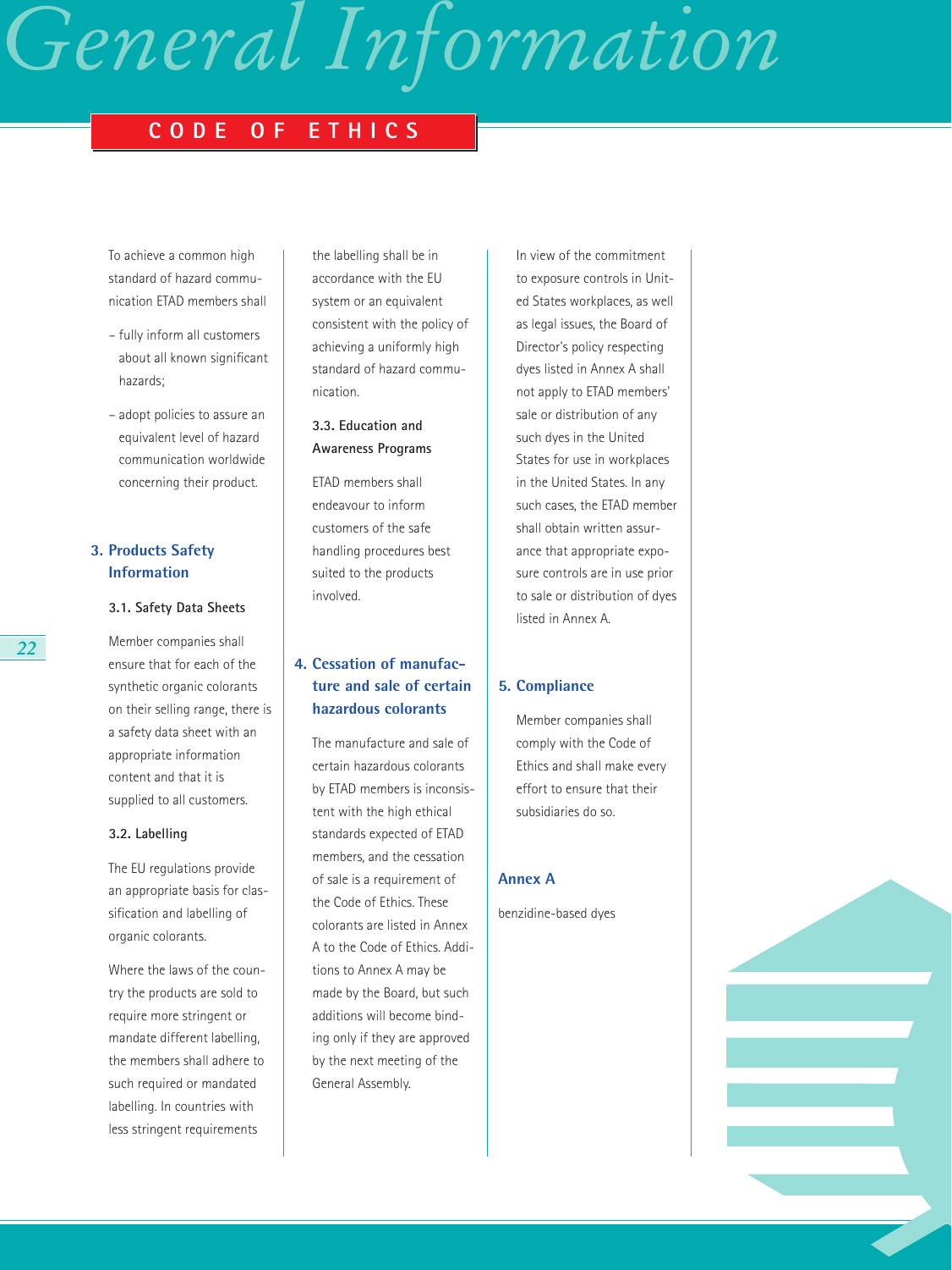# General Information

## CODE OF ETHICS

To achieve a common high standard of hazard communication ETAD members shall

- fully inform all customers about all known significant hazards;
- adopt policies to assure an equivalent level of hazard communication worldwide concerning their product.

### 3. Products Safety Information

#### 3.1. Safety Data Sheets

Member companies shall ensure that for each of the synthetic organic colorants on their selling range, there is a safety data sheet with an appropriate information content and that it is supplied to all customers.

#### 3.2. Labelling

The EU regulations provide an appropriate basis for classification and labelling of organic colorants.

Where the laws of the country the products are sold to require more stringent or mandate different labelling, the members shall adhere to such required or mandated labelling. In countries with less stringent requirements the labelling shall be in accordance with the EU system or an equivalent consistent with the policy of achieving a uniformly high standard of hazard communication.

#### 3.3. Education and Awareness Programs

ETAD members shall endeavour to inform customers of the safe handling procedures best suited to the products involved.

### 4. Cessation of manufacture and sale of certain hazardous colorants

The manufacture and sale of certain hazardous colorants by ETAD members is inconsistent with the high ethical standards expected of ETAD members, and the cessation of sale is a requirement of the Code of Ethics. These colorants are listed in Annex A to the Code of Ethics. Additions to Annex A may be made by the Board, but such additions will become binding only if they are approved by the next meeting of the General Assembly.

In view of the commitment to exposure controls in United States workplaces, as well as legal issues, the Board of Director's policy respecting dyes listed in Annex A shall not apply to ETAD members' sale or distribution of any such dyes in the United States for use in workplaces in the United States. In any such cases, the ETAD member shall obtain written assurance that appropriate exposure controls are in use prior to sale or distribution of dyes listed in Annex A.

### 5. Compliance

Member companies shall comply with the Code of Ethics and shall make every effort to ensure that their subsidiaries do so.

### Annex A

benzidine-based dyes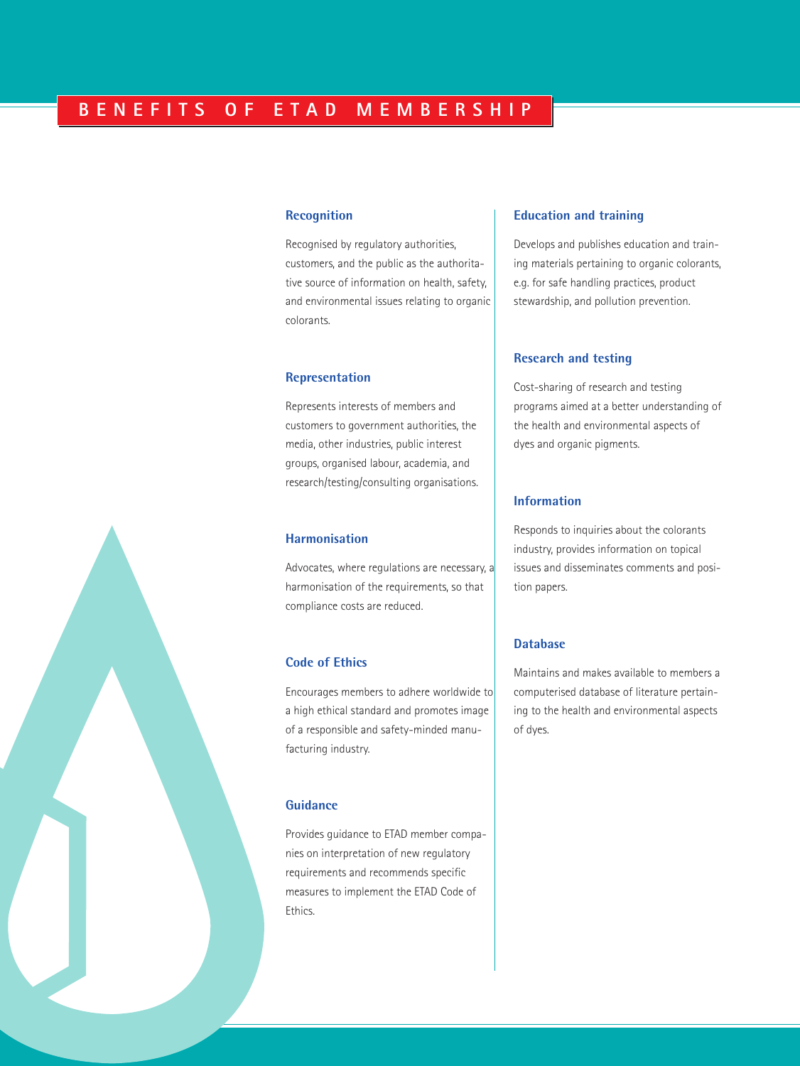# BENEFITS OF ETAD MEMBERSHIP

### Recognition

Recognised by regulatory authorities, customers, and the public as the authoritative source of information on health, safety, and environmental issues relating to organic colorants.

### Representation

Represents interests of members and customers to government authorities, the media, other industries, public interest groups, organised labour, academia, and research/testing/consulting organisations.

### Harmonisation

Advocates, where regulations are necessary, a harmonisation of the requirements, so that compliance costs are reduced.

### Code of Ethics

Encourages members to adhere worldwide to a high ethical standard and promotes image of a responsible and safety-minded manufacturing industry.

### Guidance

Provides guidance to ETAD member companies on interpretation of new regulatory requirements and recommends specific measures to implement the ETAD Code of Ethics.

### Education and training

Develops and publishes education and training materials pertaining to organic colorants, e.g. for safe handling practices, product stewardship, and pollution prevention.

### Research and testing

Cost-sharing of research and testing programs aimed at a better understanding of the health and environmental aspects of dyes and organic pigments.

### Information

Responds to inquiries about the colorants industry, provides information on topical issues and disseminates comments and position papers.

### Database

Maintains and makes available to members a computerised database of literature pertaining to the health and environmental aspects of dyes.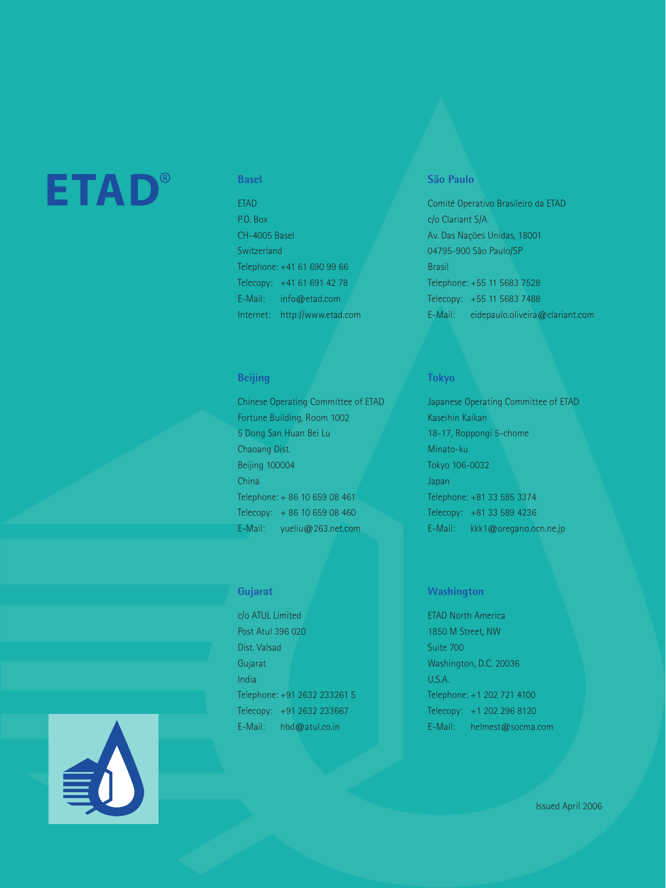# ETAD®

## Basel

ETAD
P.O. Box
CH-4005 Basel
Switzerland
Telephone: +41 61 690 99 66
Telecopy: +41 61 691 42 78
E-Mail: info@etad.com
Internet: http://www.etad.com

## São Paulo

Comitê Operativo Brasileiro da ETAD
c/o Clariant S/A
Av. Das Nações Unidas, 18001
04795-900 São Paulo/SP
Brasil
Telephone: +55 11 5683 7528
Telecopy: +55 11 5683 7488
E-Mail: eidepaulo.oliveira@clariant.com

## Beijing

Chinese Operating Committee of ETAD
Fortune Building, Room 1002
5 Dong San Huan Bei Lu
Chaoang Dist.
Beijing 100004
China
Telephone: + 86 10 659 08 461
Telecopy: + 86 10 659 08 460
E-Mail: yueliu@263.net.com

## Tokyo

Japanese Operating Committee of ETAD
Kaseihin Kaikan
18-17, Roppongi 5-chome
Minato-ku
Tokyo 106-0032
Japan
Telephone: +81 33 585 3374
Telecopy: +81 33 589 4236
E-Mail: kkk1@oregano.ocn.ne.jp

## Gujarat

c/o ATUL Limited
Post Atul 396 020
Dist. Valsad
Gujarat
India
Telephone: +91 2632 233261 5
Telecopy: +91 2632 233667
E-Mail: hbd@atul.co.in

## Washington

ETAD North America
1850 M Street, NW
Suite 700
Washington, D.C. 20036
U.S.A.
Telephone: +1 202 721 4100
Telecopy: +1 202 296 8120
E-Mail: helmest@socma.com

Issued April 2006